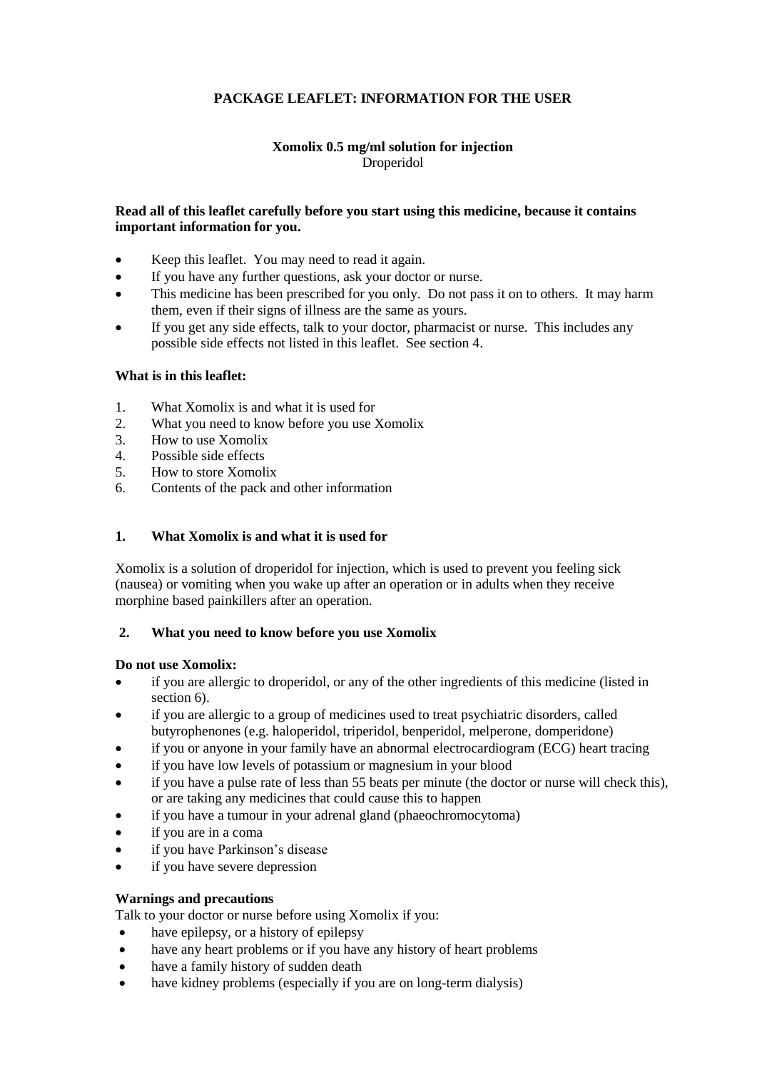**PACKAGE LEAFLET: INFORMATION FOR THE USER**

**Xomolix 0.5 mg/ml solution for injection**
Droperidol

**Read all of this leaflet carefully before you start using this medicine, because it contains important information for you.**

- Keep this leaflet. You may need to read it again.
- If you have any further questions, ask your doctor or nurse.
- This medicine has been prescribed for you only. Do not pass it on to others. It may harm them, even if their signs of illness are the same as yours.
- If you get any side effects, talk to your doctor, pharmacist or nurse. This includes any possible side effects not listed in this leaflet. See section 4.

**What is in this leaflet:**

1. What Xomolix is and what it is used for
2. What you need to know before you use Xomolix
3. How to use Xomolix
4. Possible side effects
5. How to store Xomolix
6. Contents of the pack and other information

## 1. What Xomolix is and what it is used for

Xomolix is a solution of droperidol for injection, which is used to prevent you feeling sick (nausea) or vomiting when you wake up after an operation or in adults when they receive morphine based painkillers after an operation.

## 2. What you need to know before you use Xomolix

**Do not use Xomolix:**

- if you are allergic to droperidol, or any of the other ingredients of this medicine (listed in section 6).
- if you are allergic to a group of medicines used to treat psychiatric disorders, called butyrophenones (e.g. haloperidol, triperidol, benperidol, melperone, domperidone)
- if you or anyone in your family have an abnormal electrocardiogram (ECG) heart tracing
- if you have low levels of potassium or magnesium in your blood
- if you have a pulse rate of less than 55 beats per minute (the doctor or nurse will check this), or are taking any medicines that could cause this to happen
- if you have a tumour in your adrenal gland (phaeochromocytoma)
- if you are in a coma
- if you have Parkinson's disease
- if you have severe depression

**Warnings and precautions**

Talk to your doctor or nurse before using Xomolix if you:

- have epilepsy, or a history of epilepsy
- have any heart problems or if you have any history of heart problems
- have a family history of sudden death
- have kidney problems (especially if you are on long-term dialysis)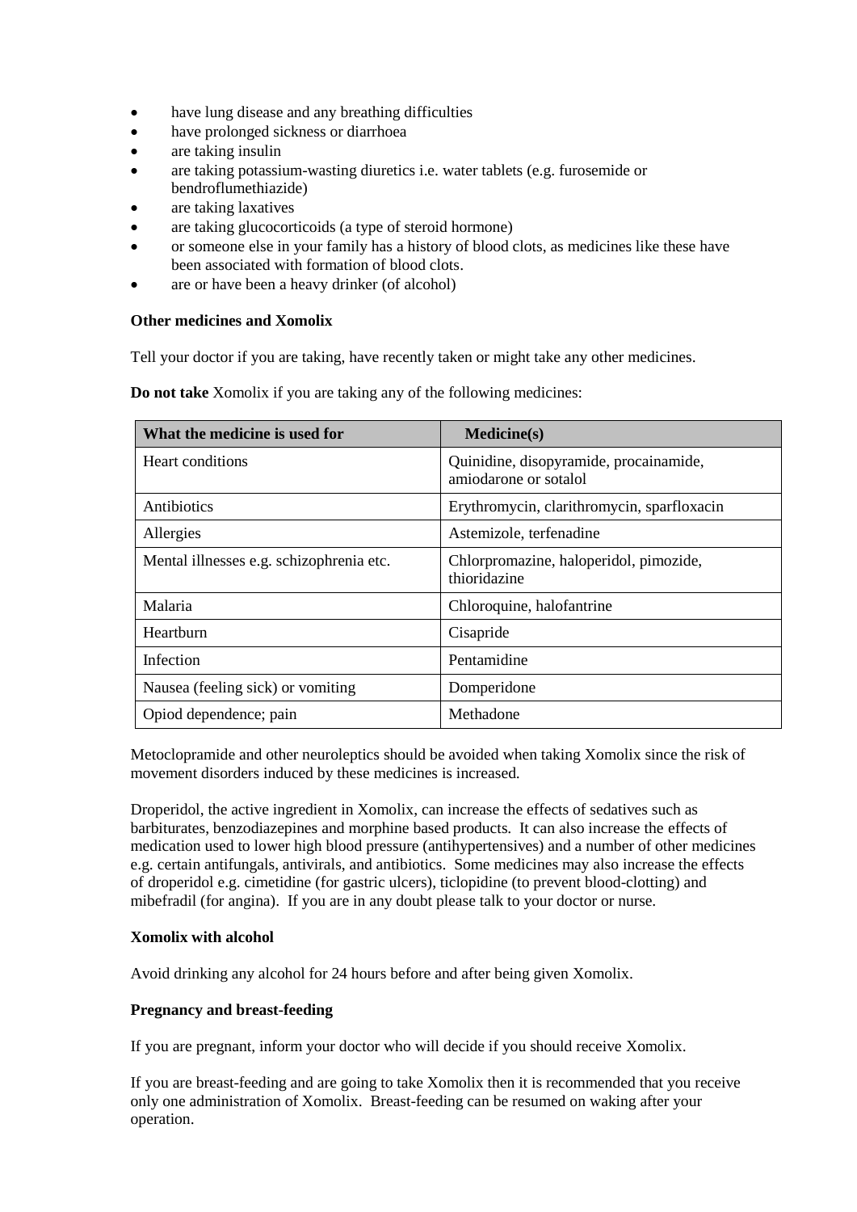- have lung disease and any breathing difficulties
- have prolonged sickness or diarrhoea
- are taking insulin
- are taking potassium-wasting diuretics i.e. water tablets (e.g. furosemide or bendroflumethiazide)
- are taking laxatives
- are taking glucocorticoids (a type of steroid hormone)
- or someone else in your family has a history of blood clots, as medicines like these have been associated with formation of blood clots.
- are or have been a heavy drinker (of alcohol)

**Other medicines and Xomolix**

Tell your doctor if you are taking, have recently taken or might take any other medicines.

**Do not take** Xomolix if you are taking any of the following medicines:

| What the medicine is used for | Medicine(s) |
|---|---|
| Heart conditions | Quinidine, disopyramide, procainamide, amiodarone or sotalol |
| Antibiotics | Erythromycin, clarithromycin, sparfloxacin |
| Allergies | Astemizole, terfenadine |
| Mental illnesses e.g. schizophrenia etc. | Chlorpromazine, haloperidol, pimozide, thioridazine |
| Malaria | Chloroquine, halofantrine |
| Heartburn | Cisapride |
| Infection | Pentamidine |
| Nausea (feeling sick) or vomiting | Domperidone |
| Opiod dependence; pain | Methadone |

Metoclopramide and other neuroleptics should be avoided when taking Xomolix since the risk of movement disorders induced by these medicines is increased.

Droperidol, the active ingredient in Xomolix, can increase the effects of sedatives such as barbiturates, benzodiazepines and morphine based products. It can also increase the effects of medication used to lower high blood pressure (antihypertensives) and a number of other medicines e.g. certain antifungals, antivirals, and antibiotics. Some medicines may also increase the effects of droperidol e.g. cimetidine (for gastric ulcers), ticlopidine (to prevent blood-clotting) and mibefradil (for angina). If you are in any doubt please talk to your doctor or nurse.

**Xomolix with alcohol**

Avoid drinking any alcohol for 24 hours before and after being given Xomolix.

**Pregnancy and breast-feeding**

If you are pregnant, inform your doctor who will decide if you should receive Xomolix.

If you are breast-feeding and are going to take Xomolix then it is recommended that you receive only one administration of Xomolix. Breast-feeding can be resumed on waking after your operation.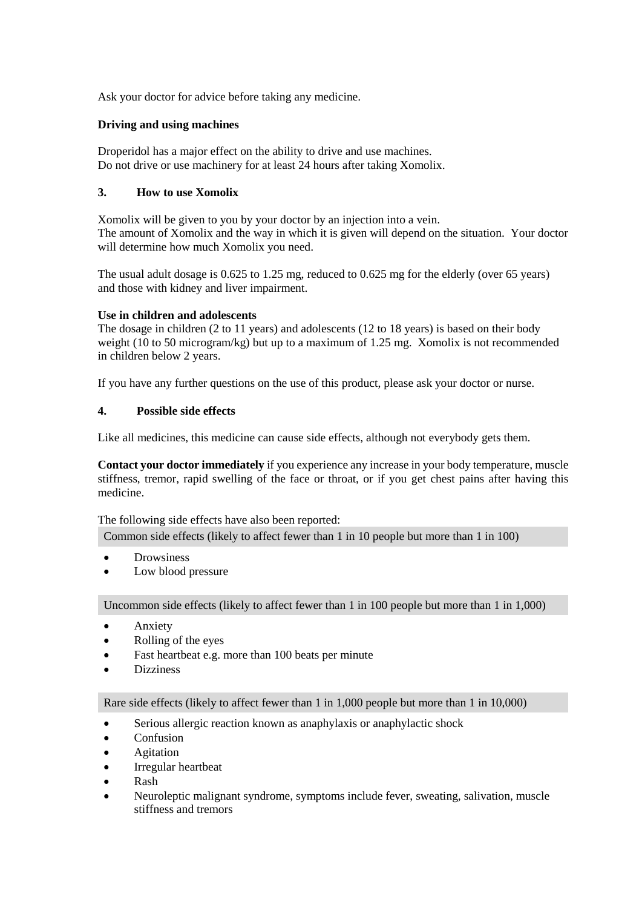Ask your doctor for advice before taking any medicine.

**Driving and using machines**

Droperidol has a major effect on the ability to drive and use machines.
Do not drive or use machinery for at least 24 hours after taking Xomolix.

## 3. How to use Xomolix

Xomolix will be given to you by your doctor by an injection into a vein.
The amount of Xomolix and the way in which it is given will depend on the situation. Your doctor will determine how much Xomolix you need.

The usual adult dosage is 0.625 to 1.25 mg, reduced to 0.625 mg for the elderly (over 65 years) and those with kidney and liver impairment.

**Use in children and adolescents**
The dosage in children (2 to 11 years) and adolescents (12 to 18 years) is based on their body weight (10 to 50 microgram/kg) but up to a maximum of 1.25 mg. Xomolix is not recommended in children below 2 years.

If you have any further questions on the use of this product, please ask your doctor or nurse.

## 4. Possible side effects

Like all medicines, this medicine can cause side effects, although not everybody gets them.

**Contact your doctor immediately** if you experience any increase in your body temperature, muscle stiffness, tremor, rapid swelling of the face or throat, or if you get chest pains after having this medicine.

The following side effects have also been reported:

Common side effects (likely to affect fewer than 1 in 10 people but more than 1 in 100)

- Drowsiness
- Low blood pressure

Uncommon side effects (likely to affect fewer than 1 in 100 people but more than 1 in 1,000)

- Anxiety
- Rolling of the eyes
- Fast heartbeat e.g. more than 100 beats per minute
- Dizziness

Rare side effects (likely to affect fewer than 1 in 1,000 people but more than 1 in 10,000)

- Serious allergic reaction known as anaphylaxis or anaphylactic shock
- Confusion
- Agitation
- Irregular heartbeat
- Rash
- Neuroleptic malignant syndrome, symptoms include fever, sweating, salivation, muscle stiffness and tremors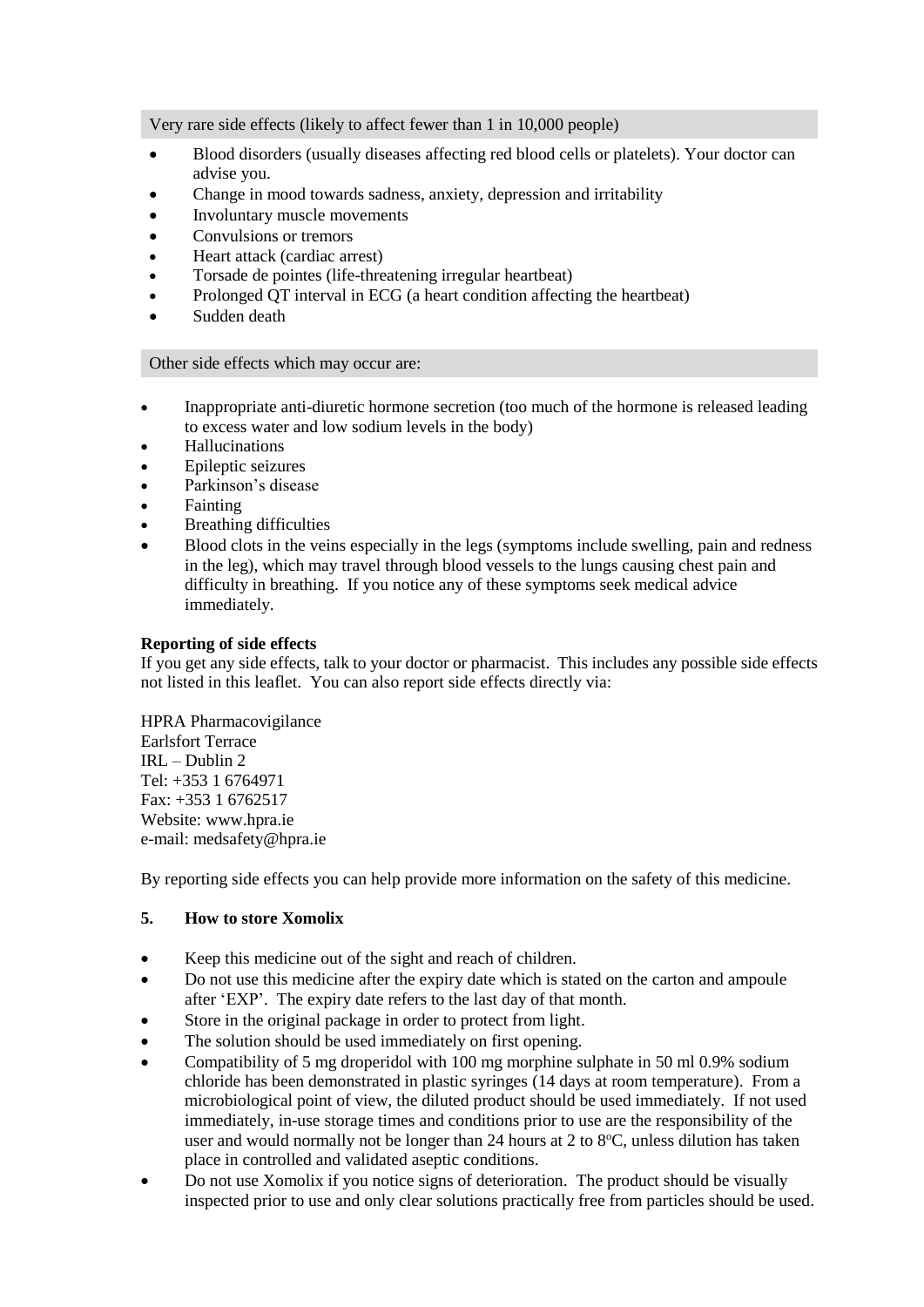Very rare side effects (likely to affect fewer than 1 in 10,000 people)

- Blood disorders (usually diseases affecting red blood cells or platelets). Your doctor can advise you.
- Change in mood towards sadness, anxiety, depression and irritability
- Involuntary muscle movements
- Convulsions or tremors
- Heart attack (cardiac arrest)
- Torsade de pointes (life-threatening irregular heartbeat)
- Prolonged QT interval in ECG (a heart condition affecting the heartbeat)
- Sudden death

Other side effects which may occur are:

- Inappropriate anti-diuretic hormone secretion (too much of the hormone is released leading to excess water and low sodium levels in the body)
- Hallucinations
- Epileptic seizures
- Parkinson's disease
- Fainting
- Breathing difficulties
- Blood clots in the veins especially in the legs (symptoms include swelling, pain and redness in the leg), which may travel through blood vessels to the lungs causing chest pain and difficulty in breathing. If you notice any of these symptoms seek medical advice immediately.

**Reporting of side effects**

If you get any side effects, talk to your doctor or pharmacist. This includes any possible side effects not listed in this leaflet. You can also report side effects directly via:

HPRA Pharmacovigilance
Earlsfort Terrace
IRL – Dublin 2
Tel: +353 1 6764971
Fax: +353 1 6762517
Website: www.hpra.ie
e-mail: medsafety@hpra.ie

By reporting side effects you can help provide more information on the safety of this medicine.

## 5. How to store Xomolix

- Keep this medicine out of the sight and reach of children.
- Do not use this medicine after the expiry date which is stated on the carton and ampoule after 'EXP'. The expiry date refers to the last day of that month.
- Store in the original package in order to protect from light.
- The solution should be used immediately on first opening.
- Compatibility of 5 mg droperidol with 100 mg morphine sulphate in 50 ml 0.9% sodium chloride has been demonstrated in plastic syringes (14 days at room temperature). From a microbiological point of view, the diluted product should be used immediately. If not used immediately, in-use storage times and conditions prior to use are the responsibility of the user and would normally not be longer than 24 hours at 2 to 8°C, unless dilution has taken place in controlled and validated aseptic conditions.
- Do not use Xomolix if you notice signs of deterioration. The product should be visually inspected prior to use and only clear solutions practically free from particles should be used.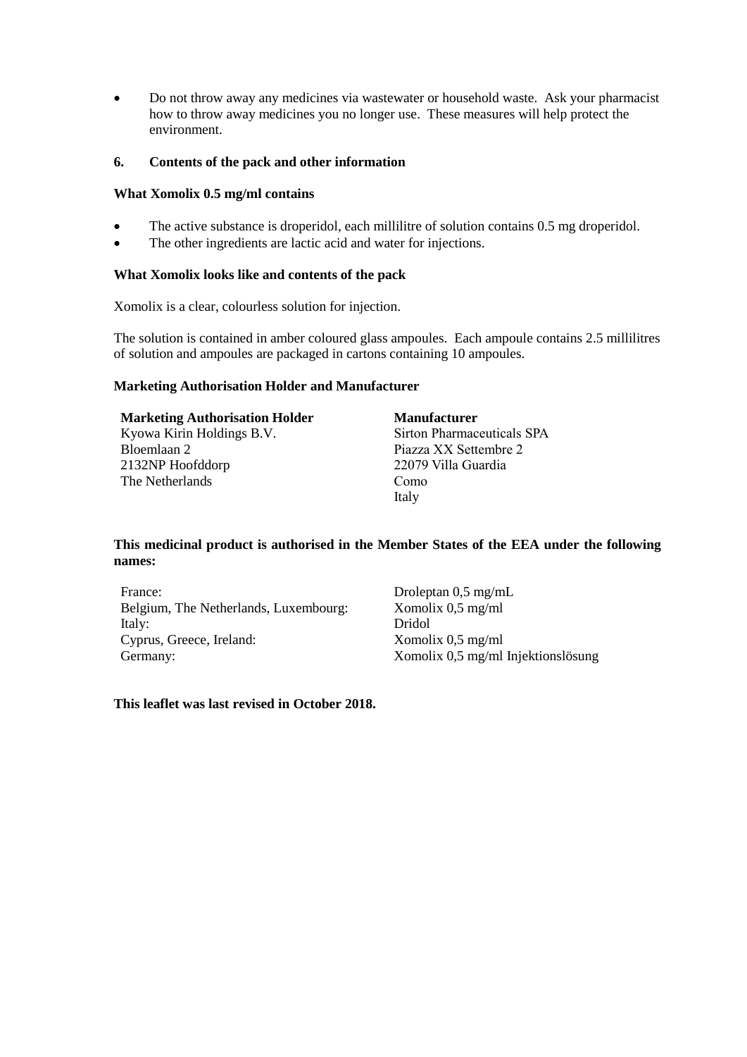- Do not throw away any medicines via wastewater or household waste. Ask your pharmacist how to throw away medicines you no longer use. These measures will help protect the environment.

## 6. Contents of the pack and other information

### What Xomolix 0.5 mg/ml contains

- The active substance is droperidol, each millilitre of solution contains 0.5 mg droperidol.
- The other ingredients are lactic acid and water for injections.

### What Xomolix looks like and contents of the pack

Xomolix is a clear, colourless solution for injection.

The solution is contained in amber coloured glass ampoules. Each ampoule contains 2.5 millilitres of solution and ampoules are packaged in cartons containing 10 ampoules.

### Marketing Authorisation Holder and Manufacturer

**Marketing Authorisation Holder**
Kyowa Kirin Holdings B.V.
Bloemlaan 2
2132NP Hoofddorp
The Netherlands

**Manufacturer**
Sirton Pharmaceuticals SPA
Piazza XX Settembre 2
22079 Villa Guardia
Como
Italy

**This medicinal product is authorised in the Member States of the EEA under the following names:**

| | |
|---|---|
| France: | Droleptan 0,5 mg/mL |
| Belgium, The Netherlands, Luxembourg: | Xomolix 0,5 mg/ml |
| Italy: | Dridol |
| Cyprus, Greece, Ireland: | Xomolix 0,5 mg/ml |
| Germany: | Xomolix 0,5 mg/ml Injektionslösung |

**This leaflet was last revised in October 2018.**